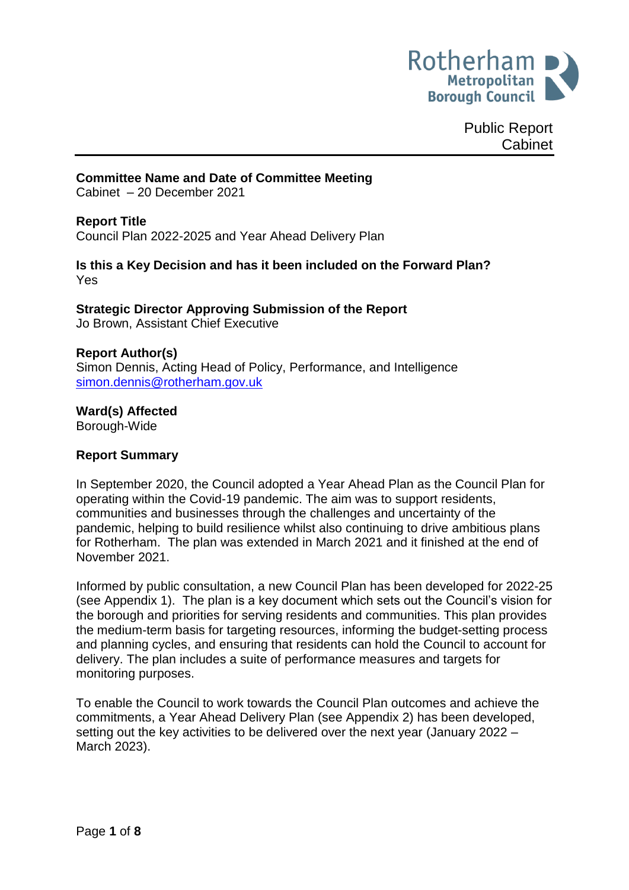Rotherham Metropolitan Borough Council

Public Report
Cabinet

**Committee Name and Date of Committee Meeting**
Cabinet – 20 December 2021

**Report Title**
Council Plan 2022-2025 and Year Ahead Delivery Plan

**Is this a Key Decision and has it been included on the Forward Plan?**
Yes

**Strategic Director Approving Submission of the Report**
Jo Brown, Assistant Chief Executive

**Report Author(s)**
Simon Dennis, Acting Head of Policy, Performance, and Intelligence
simon.dennis@rotherham.gov.uk

**Ward(s) Affected**
Borough-Wide

**Report Summary**

In September 2020, the Council adopted a Year Ahead Plan as the Council Plan for operating within the Covid-19 pandemic. The aim was to support residents, communities and businesses through the challenges and uncertainty of the pandemic, helping to build resilience whilst also continuing to drive ambitious plans for Rotherham. The plan was extended in March 2021 and it finished at the end of November 2021.

Informed by public consultation, a new Council Plan has been developed for 2022-25 (see Appendix 1). The plan is a key document which sets out the Council's vision for the borough and priorities for serving residents and communities. This plan provides the medium-term basis for targeting resources, informing the budget-setting process and planning cycles, and ensuring that residents can hold the Council to account for delivery. The plan includes a suite of performance measures and targets for monitoring purposes.

To enable the Council to work towards the Council Plan outcomes and achieve the commitments, a Year Ahead Delivery Plan (see Appendix 2) has been developed, setting out the key activities to be delivered over the next year (January 2022 – March 2023).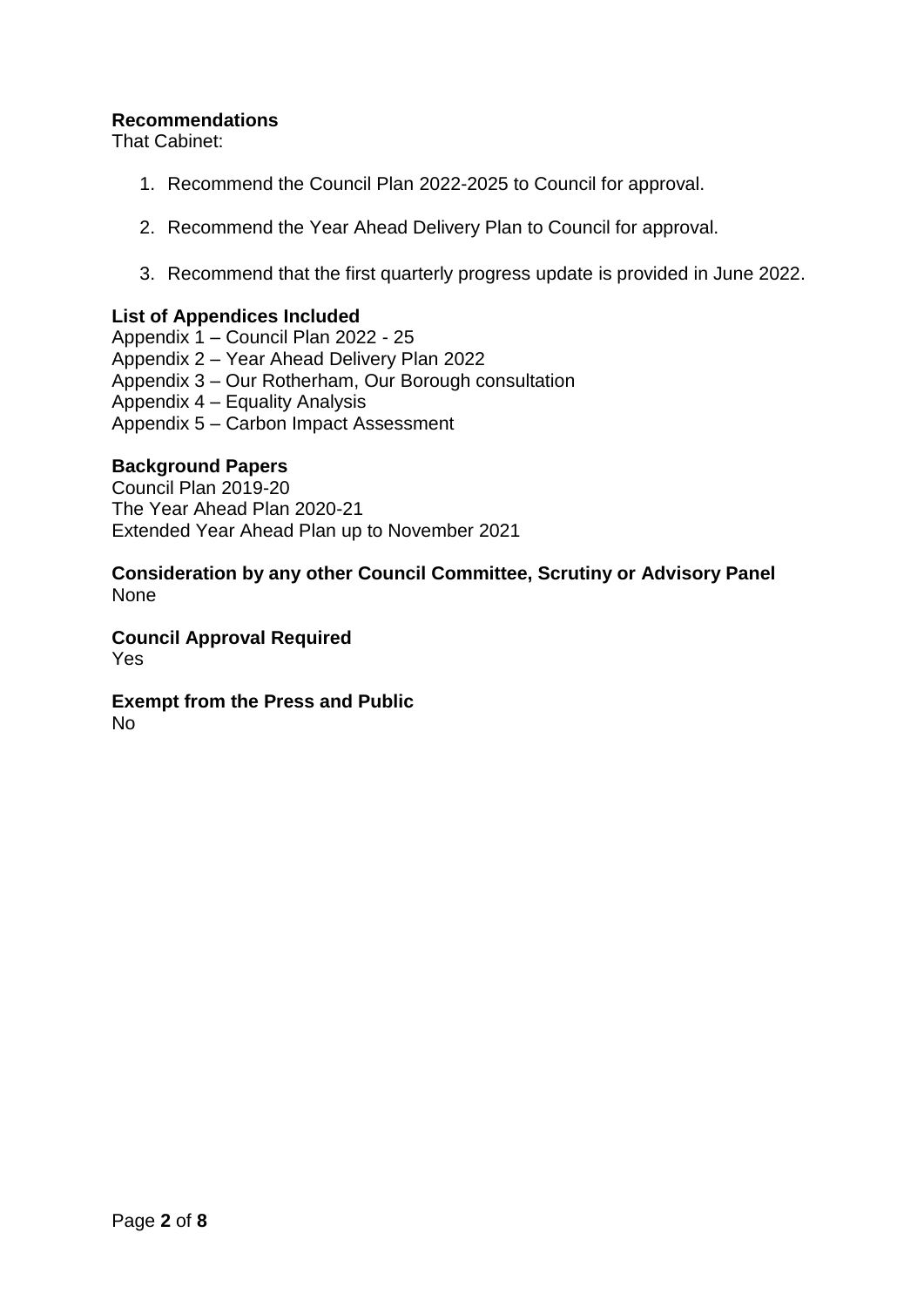**Recommendations**

That Cabinet:

1. Recommend the Council Plan 2022-2025 to Council for approval.

2. Recommend the Year Ahead Delivery Plan to Council for approval.

3. Recommend that the first quarterly progress update is provided in June 2022.

**List of Appendices Included**

Appendix 1 – Council Plan 2022 - 25
Appendix 2 – Year Ahead Delivery Plan 2022
Appendix 3 – Our Rotherham, Our Borough consultation
Appendix 4 – Equality Analysis
Appendix 5 – Carbon Impact Assessment

**Background Papers**

Council Plan 2019-20
The Year Ahead Plan 2020-21
Extended Year Ahead Plan up to November 2021

**Consideration by any other Council Committee, Scrutiny or Advisory Panel**

None

**Council Approval Required**

Yes

**Exempt from the Press and Public**

No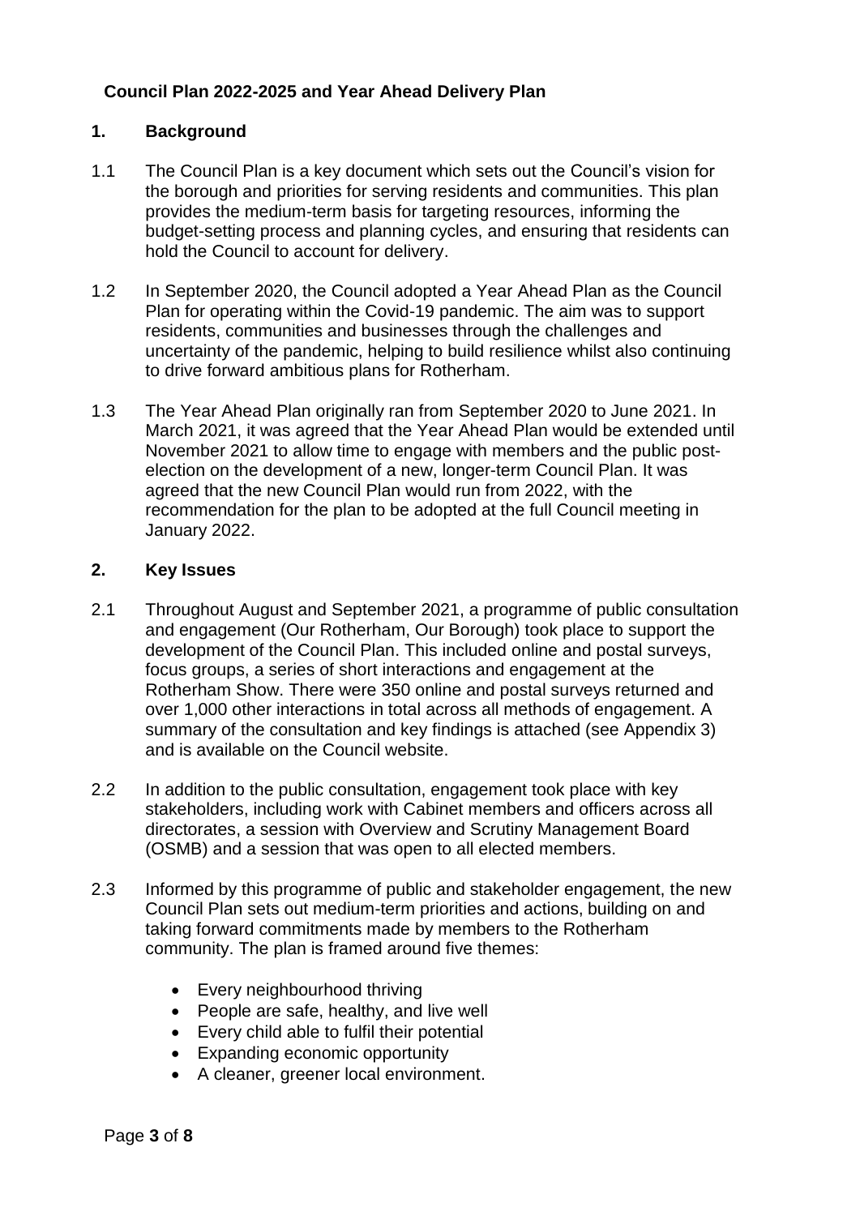**Council Plan 2022-2025 and Year Ahead Delivery Plan**

## 1. Background

1.1 The Council Plan is a key document which sets out the Council's vision for the borough and priorities for serving residents and communities. This plan provides the medium-term basis for targeting resources, informing the budget-setting process and planning cycles, and ensuring that residents can hold the Council to account for delivery.

1.2 In September 2020, the Council adopted a Year Ahead Plan as the Council Plan for operating within the Covid-19 pandemic. The aim was to support residents, communities and businesses through the challenges and uncertainty of the pandemic, helping to build resilience whilst also continuing to drive forward ambitious plans for Rotherham.

1.3 The Year Ahead Plan originally ran from September 2020 to June 2021. In March 2021, it was agreed that the Year Ahead Plan would be extended until November 2021 to allow time to engage with members and the public post-election on the development of a new, longer-term Council Plan. It was agreed that the new Council Plan would run from 2022, with the recommendation for the plan to be adopted at the full Council meeting in January 2022.

## 2. Key Issues

2.1 Throughout August and September 2021, a programme of public consultation and engagement (Our Rotherham, Our Borough) took place to support the development of the Council Plan. This included online and postal surveys, focus groups, a series of short interactions and engagement at the Rotherham Show. There were 350 online and postal surveys returned and over 1,000 other interactions in total across all methods of engagement. A summary of the consultation and key findings is attached (see Appendix 3) and is available on the Council website.

2.2 In addition to the public consultation, engagement took place with key stakeholders, including work with Cabinet members and officers across all directorates, a session with Overview and Scrutiny Management Board (OSMB) and a session that was open to all elected members.

2.3 Informed by this programme of public and stakeholder engagement, the new Council Plan sets out medium-term priorities and actions, building on and taking forward commitments made by members to the Rotherham community. The plan is framed around five themes:

- Every neighbourhood thriving
- People are safe, healthy, and live well
- Every child able to fulfil their potential
- Expanding economic opportunity
- A cleaner, greener local environment.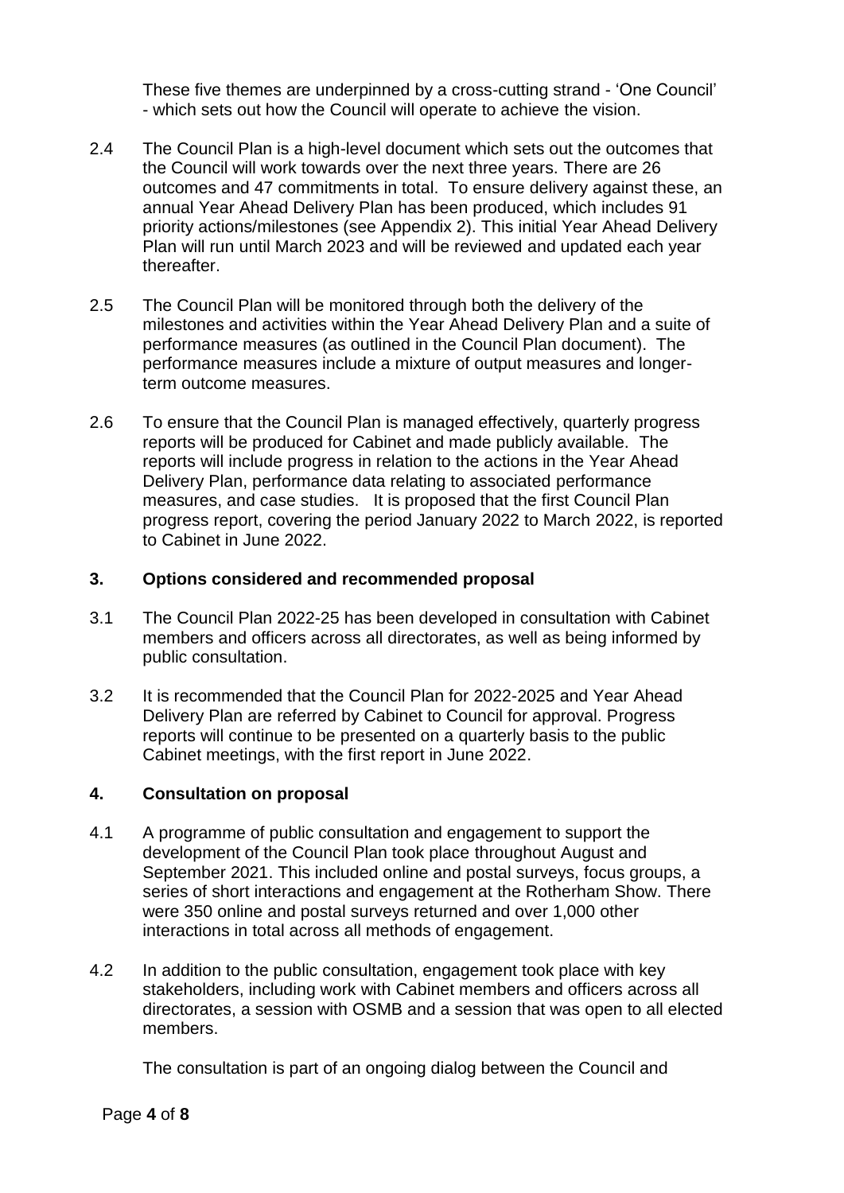These five themes are underpinned by a cross-cutting strand - 'One Council' - which sets out how the Council will operate to achieve the vision.

2.4 The Council Plan is a high-level document which sets out the outcomes that the Council will work towards over the next three years. There are 26 outcomes and 47 commitments in total. To ensure delivery against these, an annual Year Ahead Delivery Plan has been produced, which includes 91 priority actions/milestones (see Appendix 2). This initial Year Ahead Delivery Plan will run until March 2023 and will be reviewed and updated each year thereafter.

2.5 The Council Plan will be monitored through both the delivery of the milestones and activities within the Year Ahead Delivery Plan and a suite of performance measures (as outlined in the Council Plan document). The performance measures include a mixture of output measures and longer-term outcome measures.

2.6 To ensure that the Council Plan is managed effectively, quarterly progress reports will be produced for Cabinet and made publicly available. The reports will include progress in relation to the actions in the Year Ahead Delivery Plan, performance data relating to associated performance measures, and case studies. It is proposed that the first Council Plan progress report, covering the period January 2022 to March 2022, is reported to Cabinet in June 2022.

## 3. Options considered and recommended proposal

3.1 The Council Plan 2022-25 has been developed in consultation with Cabinet members and officers across all directorates, as well as being informed by public consultation.

3.2 It is recommended that the Council Plan for 2022-2025 and Year Ahead Delivery Plan are referred by Cabinet to Council for approval. Progress reports will continue to be presented on a quarterly basis to the public Cabinet meetings, with the first report in June 2022.

## 4. Consultation on proposal

4.1 A programme of public consultation and engagement to support the development of the Council Plan took place throughout August and September 2021. This included online and postal surveys, focus groups, a series of short interactions and engagement at the Rotherham Show. There were 350 online and postal surveys returned and over 1,000 other interactions in total across all methods of engagement.

4.2 In addition to the public consultation, engagement took place with key stakeholders, including work with Cabinet members and officers across all directorates, a session with OSMB and a session that was open to all elected members.

The consultation is part of an ongoing dialog between the Council and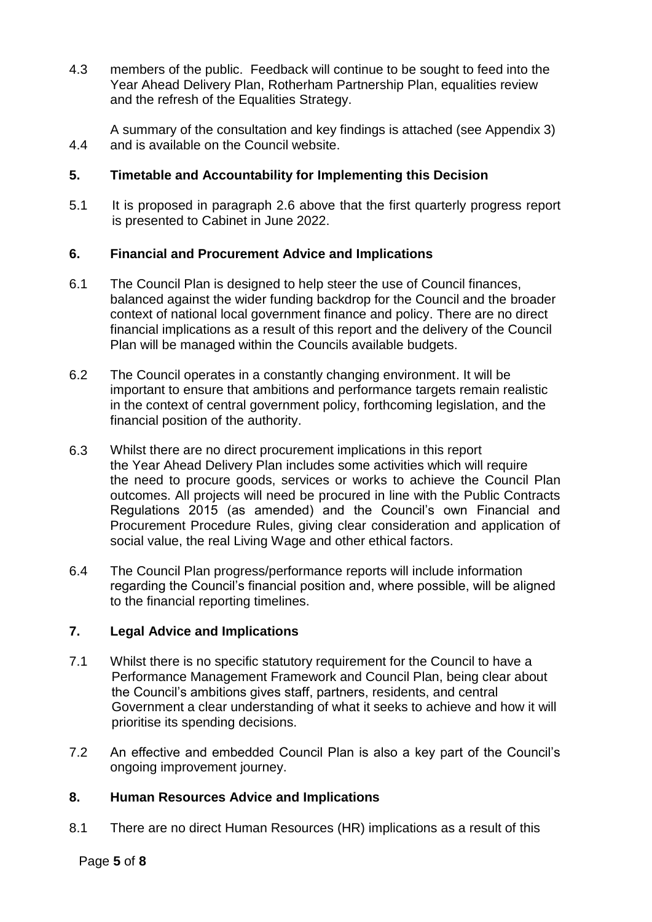4.3 members of the public. Feedback will continue to be sought to feed into the Year Ahead Delivery Plan, Rotherham Partnership Plan, equalities review and the refresh of the Equalities Strategy.

4.4 A summary of the consultation and key findings is attached (see Appendix 3) and is available on the Council website.

## 5. Timetable and Accountability for Implementing this Decision

5.1 It is proposed in paragraph 2.6 above that the first quarterly progress report is presented to Cabinet in June 2022.

## 6. Financial and Procurement Advice and Implications

6.1 The Council Plan is designed to help steer the use of Council finances, balanced against the wider funding backdrop for the Council and the broader context of national local government finance and policy. There are no direct financial implications as a result of this report and the delivery of the Council Plan will be managed within the Councils available budgets.

6.2 The Council operates in a constantly changing environment. It will be important to ensure that ambitions and performance targets remain realistic in the context of central government policy, forthcoming legislation, and the financial position of the authority.

6.3 Whilst there are no direct procurement implications in this report the Year Ahead Delivery Plan includes some activities which will require the need to procure goods, services or works to achieve the Council Plan outcomes. All projects will need be procured in line with the Public Contracts Regulations 2015 (as amended) and the Council's own Financial and Procurement Procedure Rules, giving clear consideration and application of social value, the real Living Wage and other ethical factors.

6.4 The Council Plan progress/performance reports will include information regarding the Council's financial position and, where possible, will be aligned to the financial reporting timelines.

## 7. Legal Advice and Implications

7.1 Whilst there is no specific statutory requirement for the Council to have a Performance Management Framework and Council Plan, being clear about the Council's ambitions gives staff, partners, residents, and central Government a clear understanding of what it seeks to achieve and how it will prioritise its spending decisions.

7.2 An effective and embedded Council Plan is also a key part of the Council's ongoing improvement journey.

## 8. Human Resources Advice and Implications

8.1 There are no direct Human Resources (HR) implications as a result of this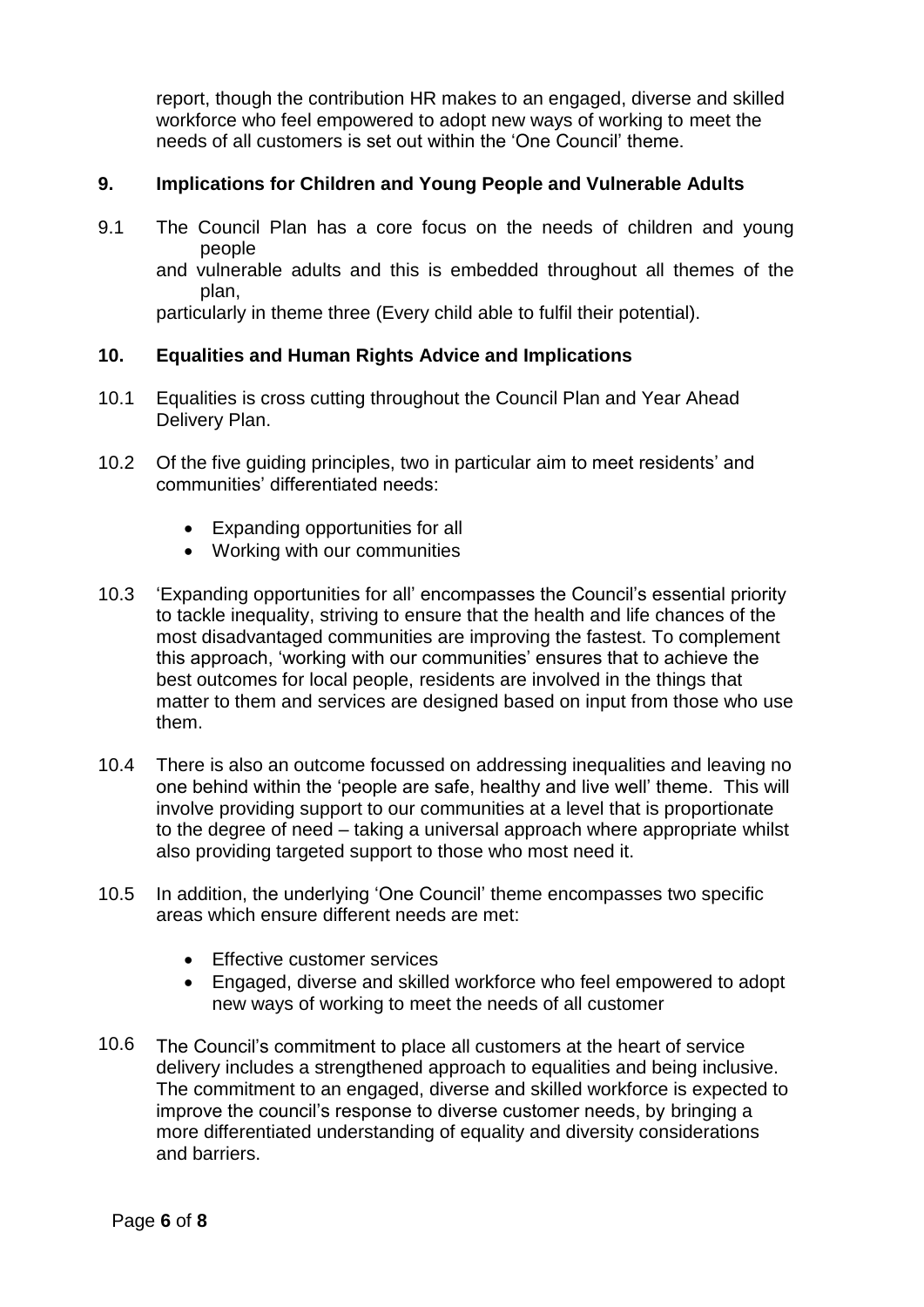report, though the contribution HR makes to an engaged, diverse and skilled workforce who feel empowered to adopt new ways of working to meet the needs of all customers is set out within the 'One Council' theme.

## 9. Implications for Children and Young People and Vulnerable Adults

9.1 The Council Plan has a core focus on the needs of children and young people and vulnerable adults and this is embedded throughout all themes of the plan, particularly in theme three (Every child able to fulfil their potential).

## 10. Equalities and Human Rights Advice and Implications

10.1 Equalities is cross cutting throughout the Council Plan and Year Ahead Delivery Plan.

10.2 Of the five guiding principles, two in particular aim to meet residents' and communities' differentiated needs:

- Expanding opportunities for all
- Working with our communities

10.3 'Expanding opportunities for all' encompasses the Council's essential priority to tackle inequality, striving to ensure that the health and life chances of the most disadvantaged communities are improving the fastest. To complement this approach, 'working with our communities' ensures that to achieve the best outcomes for local people, residents are involved in the things that matter to them and services are designed based on input from those who use them.

10.4 There is also an outcome focussed on addressing inequalities and leaving no one behind within the 'people are safe, healthy and live well' theme. This will involve providing support to our communities at a level that is proportionate to the degree of need – taking a universal approach where appropriate whilst also providing targeted support to those who most need it.

10.5 In addition, the underlying 'One Council' theme encompasses two specific areas which ensure different needs are met:

- Effective customer services
- Engaged, diverse and skilled workforce who feel empowered to adopt new ways of working to meet the needs of all customer

10.6 The Council's commitment to place all customers at the heart of service delivery includes a strengthened approach to equalities and being inclusive. The commitment to an engaged, diverse and skilled workforce is expected to improve the council's response to diverse customer needs, by bringing a more differentiated understanding of equality and diversity considerations and barriers.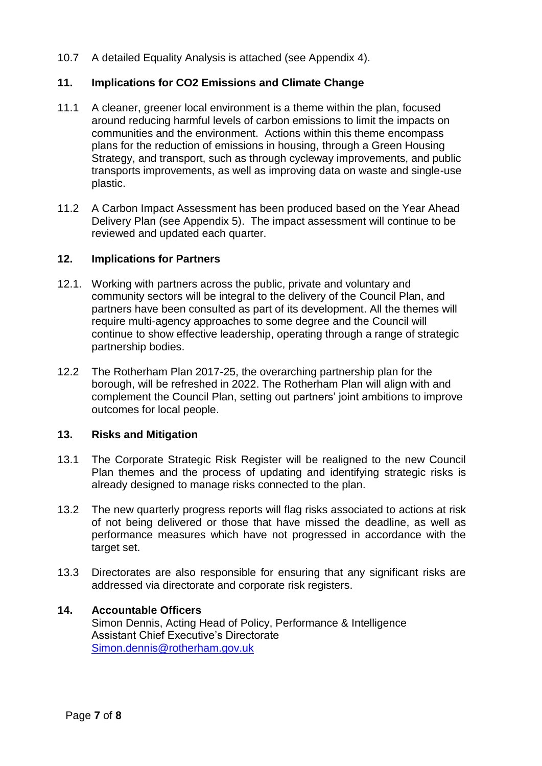10.7 A detailed Equality Analysis is attached (see Appendix 4).

## 11. Implications for CO2 Emissions and Climate Change

11.1 A cleaner, greener local environment is a theme within the plan, focused around reducing harmful levels of carbon emissions to limit the impacts on communities and the environment. Actions within this theme encompass plans for the reduction of emissions in housing, through a Green Housing Strategy, and transport, such as through cycleway improvements, and public transports improvements, as well as improving data on waste and single-use plastic.

11.2 A Carbon Impact Assessment has been produced based on the Year Ahead Delivery Plan (see Appendix 5). The impact assessment will continue to be reviewed and updated each quarter.

## 12. Implications for Partners

12.1. Working with partners across the public, private and voluntary and community sectors will be integral to the delivery of the Council Plan, and partners have been consulted as part of its development. All the themes will require multi-agency approaches to some degree and the Council will continue to show effective leadership, operating through a range of strategic partnership bodies.

12.2 The Rotherham Plan 2017-25, the overarching partnership plan for the borough, will be refreshed in 2022. The Rotherham Plan will align with and complement the Council Plan, setting out partners' joint ambitions to improve outcomes for local people.

## 13. Risks and Mitigation

13.1 The Corporate Strategic Risk Register will be realigned to the new Council Plan themes and the process of updating and identifying strategic risks is already designed to manage risks connected to the plan.

13.2 The new quarterly progress reports will flag risks associated to actions at risk of not being delivered or those that have missed the deadline, as well as performance measures which have not progressed in accordance with the target set.

13.3 Directorates are also responsible for ensuring that any significant risks are addressed via directorate and corporate risk registers.

## 14. Accountable Officers

Simon Dennis, Acting Head of Policy, Performance & Intelligence
Assistant Chief Executive's Directorate
Simon.dennis@rotherham.gov.uk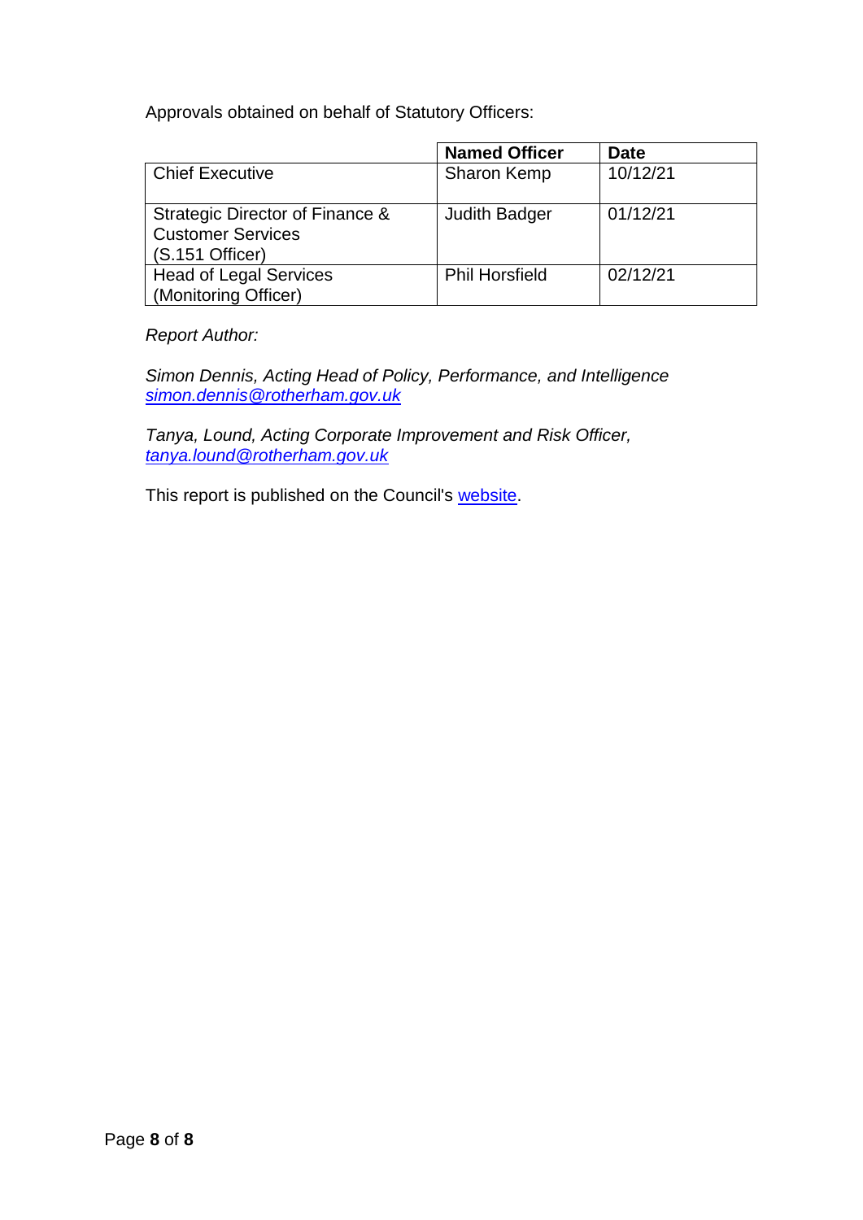Approvals obtained on behalf of Statutory Officers:

| | Named Officer | Date |
|---|---|---|
| Chief Executive | Sharon Kemp | 10/12/21 |
| Strategic Director of Finance & Customer Services (S.151 Officer) | Judith Badger | 01/12/21 |
| Head of Legal Services (Monitoring Officer) | Phil Horsfield | 02/12/21 |

*Report Author:*

*Simon Dennis, Acting Head of Policy, Performance, and Intelligence*
*simon.dennis@rotherham.gov.uk*

*Tanya, Lound, Acting Corporate Improvement and Risk Officer,*
*tanya.lound@rotherham.gov.uk*

This report is published on the Council's website.